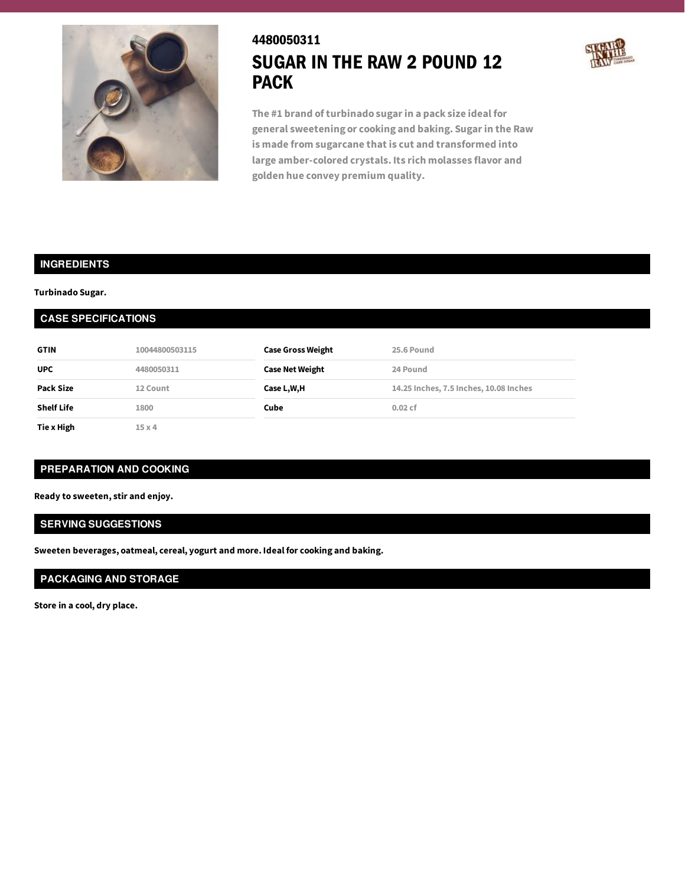4480050311

# SUGAR IN THE RAW 2 POUND 12 PACK

The #1 brand of turbinado sugar in a pack size ideal for general sweetening or cooking and baking. Sugar in the Raw is made from sugarcane that is cut and transformed into large amber-colored crystals. Its rich molasses flavor and golden hue convey premium quality.

## INGREDIENTS

**Turbinado Sugar.**

## CASE SPECIFICATIONS

| | | | |
|---|---|---|---|
| **GTIN** | 10044800503115 | **Case Gross Weight** | 25.6 Pound |
| **UPC** | 4480050311 | **Case Net Weight** | 24 Pound |
| **Pack Size** | 12 Count | **Case L,W,H** | 14.25 Inches, 7.5 Inches, 10.08 Inches |
| **Shelf Life** | 1800 | **Cube** | 0.02 cf |
| **Tie x High** | 15 x 4 | | |

## PREPARATION AND COOKING

**Ready to sweeten, stir and enjoy.**

## SERVING SUGGESTIONS

**Sweeten beverages, oatmeal, cereal, yogurt and more. Ideal for cooking and baking.**

## PACKAGING AND STORAGE

**Store in a cool, dry place.**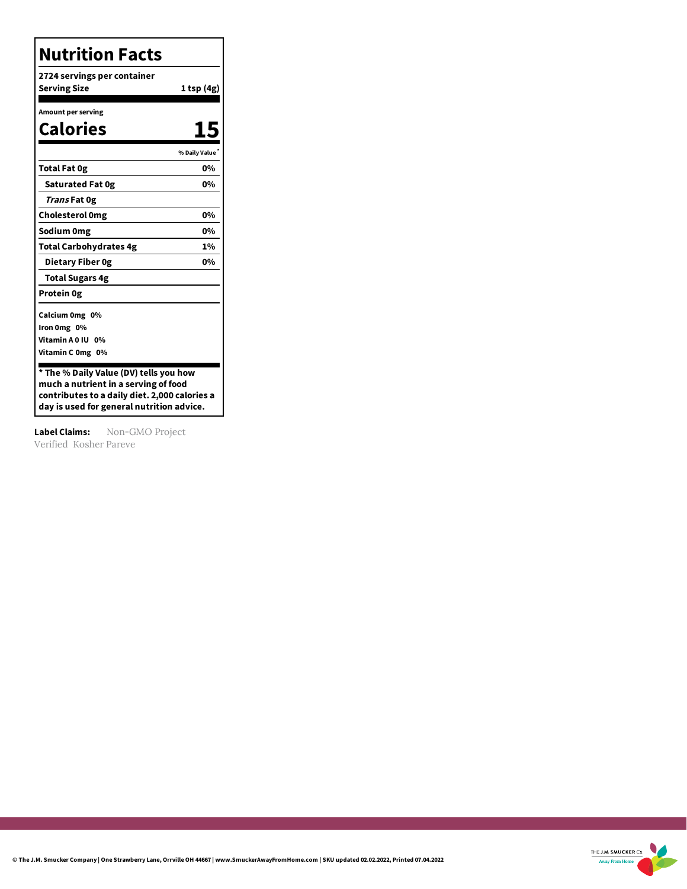# Nutrition Facts

**2724 servings per container**

| | |
|---|---|
| **Serving Size** | **1 tsp (4g)** |

Amount per serving

| | |
|---|---|
| **Calories** | **15** |

| | % Daily Value* |
|---|---|
| **Total Fat** 0g | **0%** |
| **Saturated Fat** 0g | **0%** |
| ***Trans* Fat** 0g | |
| **Cholesterol** 0mg | **0%** |
| **Sodium** 0mg | **0%** |
| **Total Carbohydrates** 4g | **1%** |
| **Dietary Fiber** 0g | **0%** |
| **Total Sugars** 4g | |
| **Protein** 0g | |

Calcium 0mg 0%
Iron 0mg 0%
Vitamin A 0 IU 0%
Vitamin C 0mg 0%

* The % Daily Value (DV) tells you how much a nutrient in a serving of food contributes to a daily diet. 2,000 calories a day is used for general nutrition advice.

**Label Claims:** Non-GMO Project Verified Kosher Pareve

© The J.M. Smucker Company | One Strawberry Lane, Orrville OH 44667 | www.SmuckerAwayFromHome.com | SKU updated 02.02.2022, Printed 07.04.2022